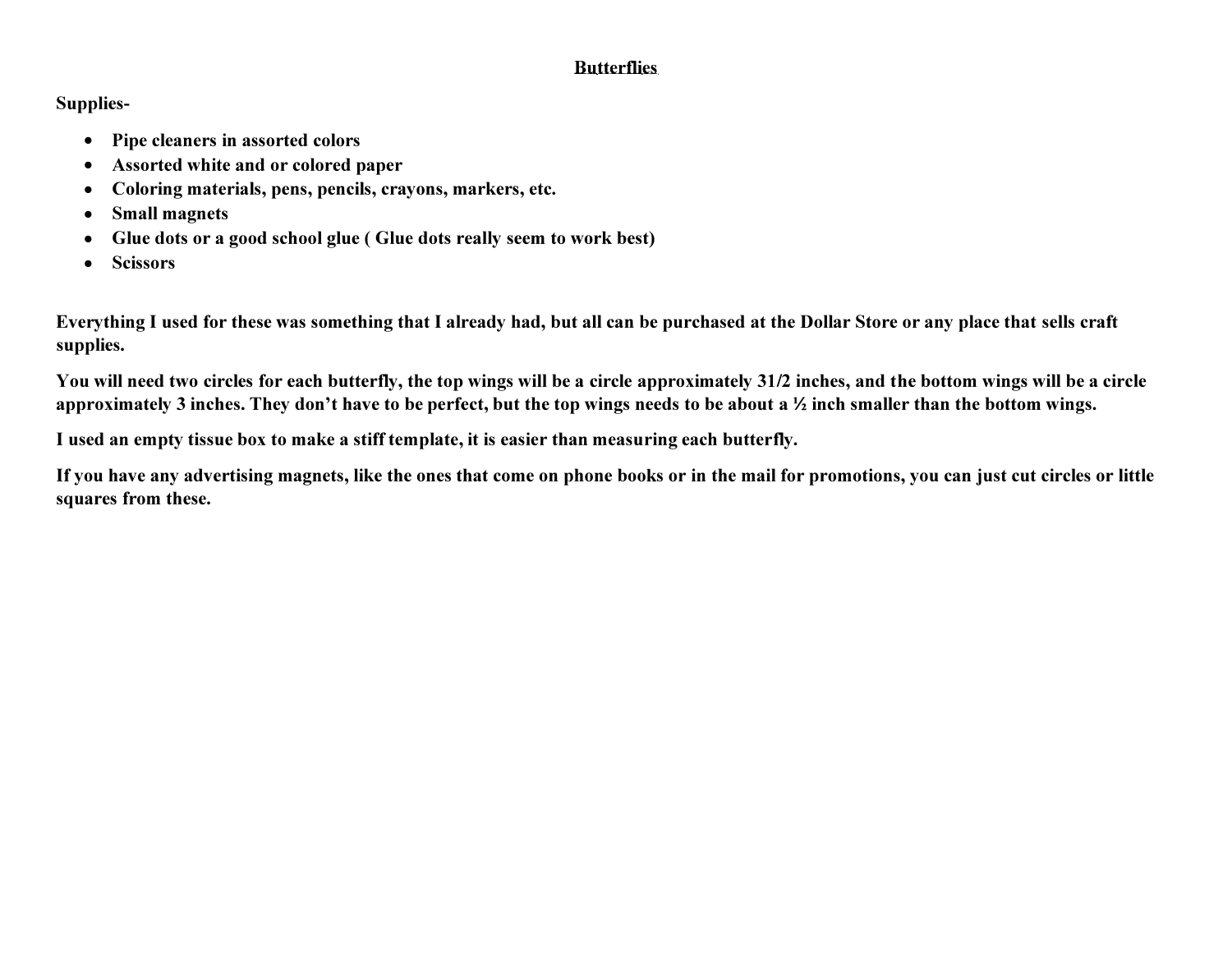# Butterflies

**Supplies-**

- **Pipe cleaners in assorted colors**
- **Assorted white and or colored paper**
- **Coloring materials, pens, pencils, crayons, markers, etc.**
- **Small magnets**
- **Glue dots or a good school glue ( Glue dots really seem to work best)**
- **Scissors**

**Everything I used for these was something that I already had, but all can be purchased at the Dollar Store or any place that sells craft supplies.**

**You will need two circles for each butterfly, the top wings will be a circle approximately 31/2 inches, and the bottom wings will be a circle approximately 3 inches. They don't have to be perfect, but the top wings needs to be about a ½ inch smaller than the bottom wings.**

**I used an empty tissue box to make a stiff template, it is easier than measuring each butterfly.**

**If you have any advertising magnets, like the ones that come on phone books or in the mail for promotions, you can just cut circles or little squares from these.**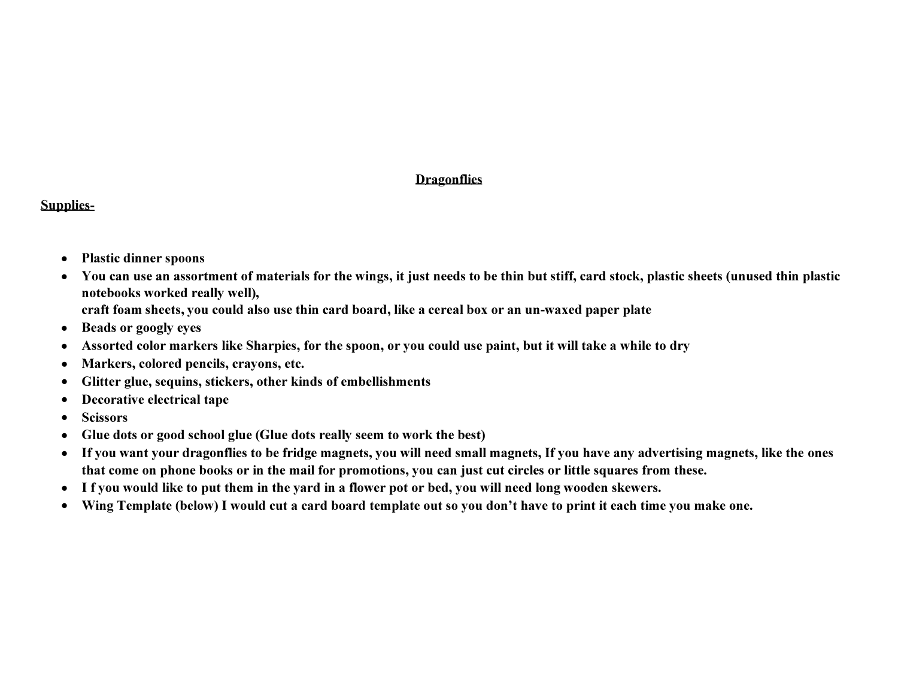# **Dragonflies**

**Supplies-**

- **Plastic dinner spoons**
- **You can use an assortment of materials for the wings, it just needs to be thin but stiff, card stock, plastic sheets (unused thin plastic notebooks worked really well),**
  **craft foam sheets, you could also use thin card board, like a cereal box or an un-waxed paper plate**
- **Beads or googly eyes**
- **Assorted color markers like Sharpies, for the spoon, or you could use paint, but it will take a while to dry**
- **Markers, colored pencils, crayons, etc.**
- **Glitter glue, sequins, stickers, other kinds of embellishments**
- **Decorative electrical tape**
- **Scissors**
- **Glue dots or good school glue (Glue dots really seem to work the best)**
- **If you want your dragonflies to be fridge magnets, you will need small magnets, If you have any advertising magnets, like the ones that come on phone books or in the mail for promotions, you can just cut circles or little squares from these.**
- **I f you would like to put them in the yard in a flower pot or bed, you will need long wooden skewers.**
- **Wing Template (below) I would cut a card board template out so you don't have to print it each time you make one.**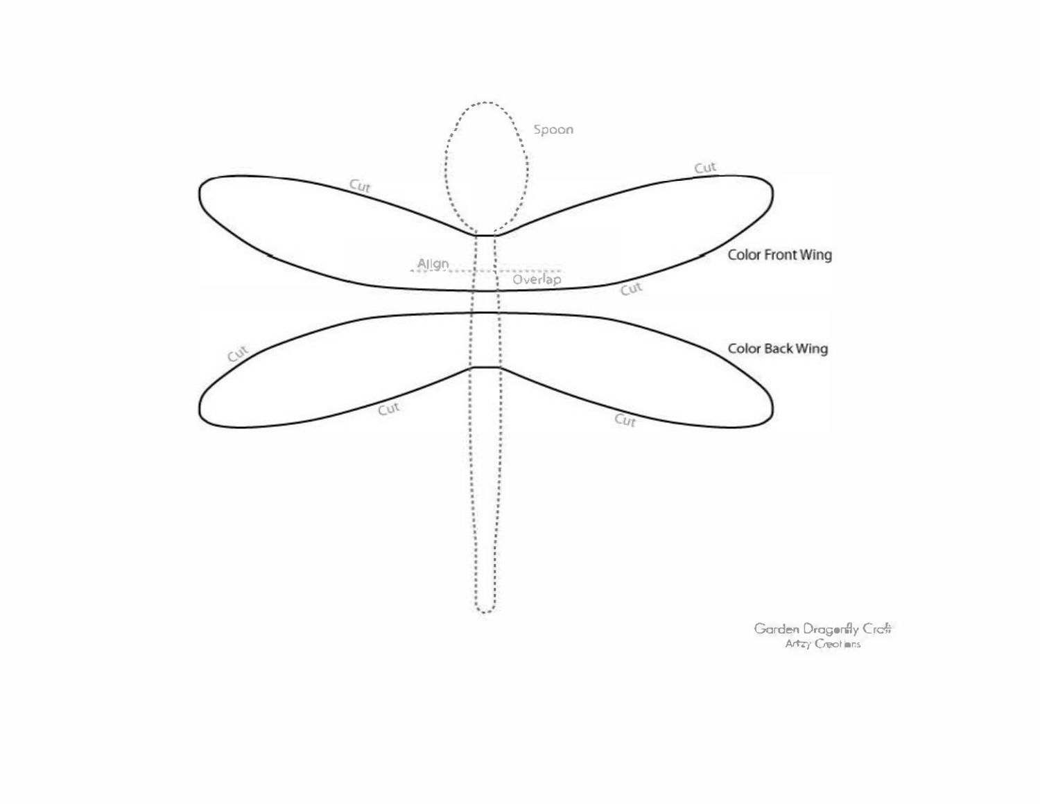Spoon

Cut

Cut

Color Front Wing

Align

Overlap

Cut

Color Back Wing

Cut

Cut

Cut

Garden Dragonfly Craft
Artzy Creations